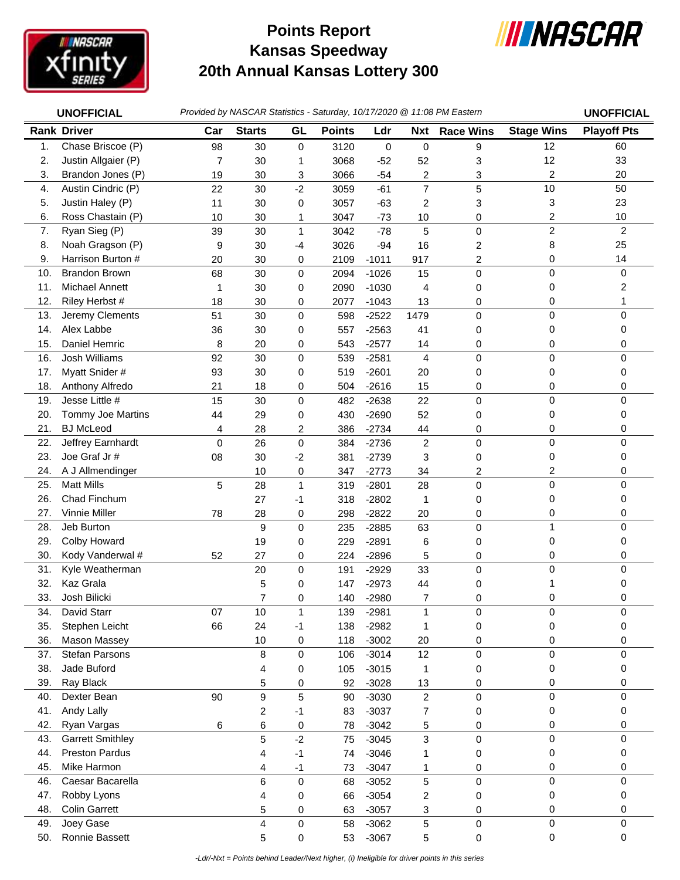# Points Report
# Kansas Speedway
# 20th Annual Kansas Lottery 300

**UNOFFICIAL** — *Provided by NASCAR Statistics - Saturday, 10/17/2020 @ 11:08 PM Eastern* — **UNOFFICIAL**

| Rank | Driver | Car | Starts | GL | Points | Ldr | Nxt | Race Wins | Stage Wins | Playoff Pts |
|---|---|---|---|---|---|---|---|---|---|---|
| 1. | Chase Briscoe (P) | 98 | 30 | 0 | 3120 | 0 | 0 | 9 | 12 | 60 |
| 2. | Justin Allgaier (P) | 7 | 30 | 1 | 3068 | -52 | 52 | 3 | 12 | 33 |
| 3. | Brandon Jones (P) | 19 | 30 | 3 | 3066 | -54 | 2 | 3 | 2 | 20 |
| 4. | Austin Cindric (P) | 22 | 30 | -2 | 3059 | -61 | 7 | 5 | 10 | 50 |
| 5. | Justin Haley (P) | 11 | 30 | 0 | 3057 | -63 | 2 | 3 | 3 | 23 |
| 6. | Ross Chastain (P) | 10 | 30 | 1 | 3047 | -73 | 10 | 0 | 2 | 10 |
| 7. | Ryan Sieg (P) | 39 | 30 | 1 | 3042 | -78 | 5 | 0 | 2 | 2 |
| 8. | Noah Gragson (P) | 9 | 30 | -4 | 3026 | -94 | 16 | 2 | 8 | 25 |
| 9. | Harrison Burton # | 20 | 30 | 0 | 2109 | -1011 | 917 | 2 | 0 | 14 |
| 10. | Brandon Brown | 68 | 30 | 0 | 2094 | -1026 | 15 | 0 | 0 | 0 |
| 11. | Michael Annett | 1 | 30 | 0 | 2090 | -1030 | 4 | 0 | 0 | 2 |
| 12. | Riley Herbst # | 18 | 30 | 0 | 2077 | -1043 | 13 | 0 | 0 | 1 |
| 13. | Jeremy Clements | 51 | 30 | 0 | 598 | -2522 | 1479 | 0 | 0 | 0 |
| 14. | Alex Labbe | 36 | 30 | 0 | 557 | -2563 | 41 | 0 | 0 | 0 |
| 15. | Daniel Hemric | 8 | 20 | 0 | 543 | -2577 | 14 | 0 | 0 | 0 |
| 16. | Josh Williams | 92 | 30 | 0 | 539 | -2581 | 4 | 0 | 0 | 0 |
| 17. | Myatt Snider # | 93 | 30 | 0 | 519 | -2601 | 20 | 0 | 0 | 0 |
| 18. | Anthony Alfredo | 21 | 18 | 0 | 504 | -2616 | 15 | 0 | 0 | 0 |
| 19. | Jesse Little # | 15 | 30 | 0 | 482 | -2638 | 22 | 0 | 0 | 0 |
| 20. | Tommy Joe Martins | 44 | 29 | 0 | 430 | -2690 | 52 | 0 | 0 | 0 |
| 21. | BJ McLeod | 4 | 28 | 2 | 386 | -2734 | 44 | 0 | 0 | 0 |
| 22. | Jeffrey Earnhardt | 0 | 26 | 0 | 384 | -2736 | 2 | 0 | 0 | 0 |
| 23. | Joe Graf Jr # | 08 | 30 | -2 | 381 | -2739 | 3 | 0 | 0 | 0 |
| 24. | A J Allmendinger | | 10 | 0 | 347 | -2773 | 34 | 2 | 2 | 0 |
| 25. | Matt Mills | 5 | 28 | 1 | 319 | -2801 | 28 | 0 | 0 | 0 |
| 26. | Chad Finchum | | 27 | -1 | 318 | -2802 | 1 | 0 | 0 | 0 |
| 27. | Vinnie Miller | 78 | 28 | 0 | 298 | -2822 | 20 | 0 | 0 | 0 |
| 28. | Jeb Burton | | 9 | 0 | 235 | -2885 | 63 | 0 | 1 | 0 |
| 29. | Colby Howard | | 19 | 0 | 229 | -2891 | 6 | 0 | 0 | 0 |
| 30. | Kody Vanderwal # | 52 | 27 | 0 | 224 | -2896 | 5 | 0 | 0 | 0 |
| 31. | Kyle Weatherman | | 20 | 0 | 191 | -2929 | 33 | 0 | 0 | 0 |
| 32. | Kaz Grala | | 5 | 0 | 147 | -2973 | 44 | 0 | 1 | 0 |
| 33. | Josh Bilicki | | 7 | 0 | 140 | -2980 | 7 | 0 | 0 | 0 |
| 34. | David Starr | 07 | 10 | 1 | 139 | -2981 | 1 | 0 | 0 | 0 |
| 35. | Stephen Leicht | 66 | 24 | -1 | 138 | -2982 | 1 | 0 | 0 | 0 |
| 36. | Mason Massey | | 10 | 0 | 118 | -3002 | 20 | 0 | 0 | 0 |
| 37. | Stefan Parsons | | 8 | 0 | 106 | -3014 | 12 | 0 | 0 | 0 |
| 38. | Jade Buford | | 4 | 0 | 105 | -3015 | 1 | 0 | 0 | 0 |
| 39. | Ray Black | | 5 | 0 | 92 | -3028 | 13 | 0 | 0 | 0 |
| 40. | Dexter Bean | 90 | 9 | 5 | 90 | -3030 | 2 | 0 | 0 | 0 |
| 41. | Andy Lally | | 2 | -1 | 83 | -3037 | 7 | 0 | 0 | 0 |
| 42. | Ryan Vargas | 6 | 6 | 0 | 78 | -3042 | 5 | 0 | 0 | 0 |
| 43. | Garrett Smithley | | 5 | -2 | 75 | -3045 | 3 | 0 | 0 | 0 |
| 44. | Preston Pardus | | 4 | -1 | 74 | -3046 | 1 | 0 | 0 | 0 |
| 45. | Mike Harmon | | 4 | -1 | 73 | -3047 | 1 | 0 | 0 | 0 |
| 46. | Caesar Bacarella | | 6 | 0 | 68 | -3052 | 5 | 0 | 0 | 0 |
| 47. | Robby Lyons | | 4 | 0 | 66 | -3054 | 2 | 0 | 0 | 0 |
| 48. | Colin Garrett | | 5 | 0 | 63 | -3057 | 3 | 0 | 0 | 0 |
| 49. | Joey Gase | | 4 | 0 | 58 | -3062 | 5 | 0 | 0 | 0 |
| 50. | Ronnie Bassett | | 5 | 0 | 53 | -3067 | 5 | 0 | 0 | 0 |

*-Ldr/-Nxt = Points behind Leader/Next higher, (i) Ineligible for driver points in this series*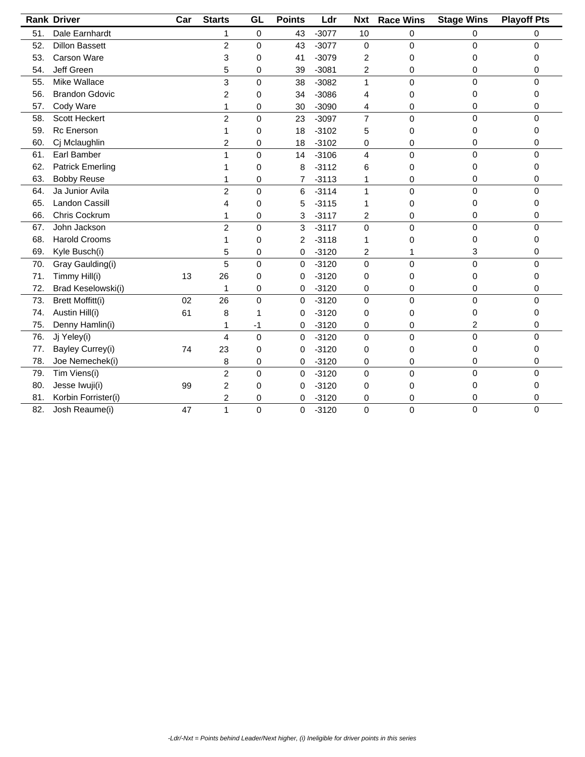| Rank | Driver | Car | Starts | GL | Points | Ldr | Nxt | Race Wins | Stage Wins | Playoff Pts |
|---|---|---|---|---|---|---|---|---|---|---|
| 51. | Dale Earnhardt | | 1 | 0 | 43 | -3077 | 10 | 0 | 0 | 0 |
| 52. | Dillon Bassett | | 2 | 0 | 43 | -3077 | 0 | 0 | 0 | 0 |
| 53. | Carson Ware | | 3 | 0 | 41 | -3079 | 2 | 0 | 0 | 0 |
| 54. | Jeff Green | | 5 | 0 | 39 | -3081 | 2 | 0 | 0 | 0 |
| 55. | Mike Wallace | | 3 | 0 | 38 | -3082 | 1 | 0 | 0 | 0 |
| 56. | Brandon Gdovic | | 2 | 0 | 34 | -3086 | 4 | 0 | 0 | 0 |
| 57. | Cody Ware | | 1 | 0 | 30 | -3090 | 4 | 0 | 0 | 0 |
| 58. | Scott Heckert | | 2 | 0 | 23 | -3097 | 7 | 0 | 0 | 0 |
| 59. | Rc Enerson | | 1 | 0 | 18 | -3102 | 5 | 0 | 0 | 0 |
| 60. | Cj Mclaughlin | | 2 | 0 | 18 | -3102 | 0 | 0 | 0 | 0 |
| 61. | Earl Bamber | | 1 | 0 | 14 | -3106 | 4 | 0 | 0 | 0 |
| 62. | Patrick Emerling | | 1 | 0 | 8 | -3112 | 6 | 0 | 0 | 0 |
| 63. | Bobby Reuse | | 1 | 0 | 7 | -3113 | 1 | 0 | 0 | 0 |
| 64. | Ja Junior Avila | | 2 | 0 | 6 | -3114 | 1 | 0 | 0 | 0 |
| 65. | Landon Cassill | | 4 | 0 | 5 | -3115 | 1 | 0 | 0 | 0 |
| 66. | Chris Cockrum | | 1 | 0 | 3 | -3117 | 2 | 0 | 0 | 0 |
| 67. | John Jackson | | 2 | 0 | 3 | -3117 | 0 | 0 | 0 | 0 |
| 68. | Harold Crooms | | 1 | 0 | 2 | -3118 | 1 | 0 | 0 | 0 |
| 69. | Kyle Busch(i) | | 5 | 0 | 0 | -3120 | 2 | 1 | 3 | 0 |
| 70. | Gray Gaulding(i) | | 5 | 0 | 0 | -3120 | 0 | 0 | 0 | 0 |
| 71. | Timmy Hill(i) | 13 | 26 | 0 | 0 | -3120 | 0 | 0 | 0 | 0 |
| 72. | Brad Keselowski(i) | | 1 | 0 | 0 | -3120 | 0 | 0 | 0 | 0 |
| 73. | Brett Moffitt(i) | 02 | 26 | 0 | 0 | -3120 | 0 | 0 | 0 | 0 |
| 74. | Austin Hill(i) | 61 | 8 | 1 | 0 | -3120 | 0 | 0 | 0 | 0 |
| 75. | Denny Hamlin(i) | | 1 | -1 | 0 | -3120 | 0 | 0 | 2 | 0 |
| 76. | Jj Yeley(i) | | 4 | 0 | 0 | -3120 | 0 | 0 | 0 | 0 |
| 77. | Bayley Currey(i) | 74 | 23 | 0 | 0 | -3120 | 0 | 0 | 0 | 0 |
| 78. | Joe Nemechek(i) | | 8 | 0 | 0 | -3120 | 0 | 0 | 0 | 0 |
| 79. | Tim Viens(i) | | 2 | 0 | 0 | -3120 | 0 | 0 | 0 | 0 |
| 80. | Jesse Iwuji(i) | 99 | 2 | 0 | 0 | -3120 | 0 | 0 | 0 | 0 |
| 81. | Korbin Forrister(i) | | 2 | 0 | 0 | -3120 | 0 | 0 | 0 | 0 |
| 82. | Josh Reaume(i) | 47 | 1 | 0 | 0 | -3120 | 0 | 0 | 0 | 0 |

*-Ldr/-Nxt = Points behind Leader/Next higher, (i) Ineligible for driver points in this series*